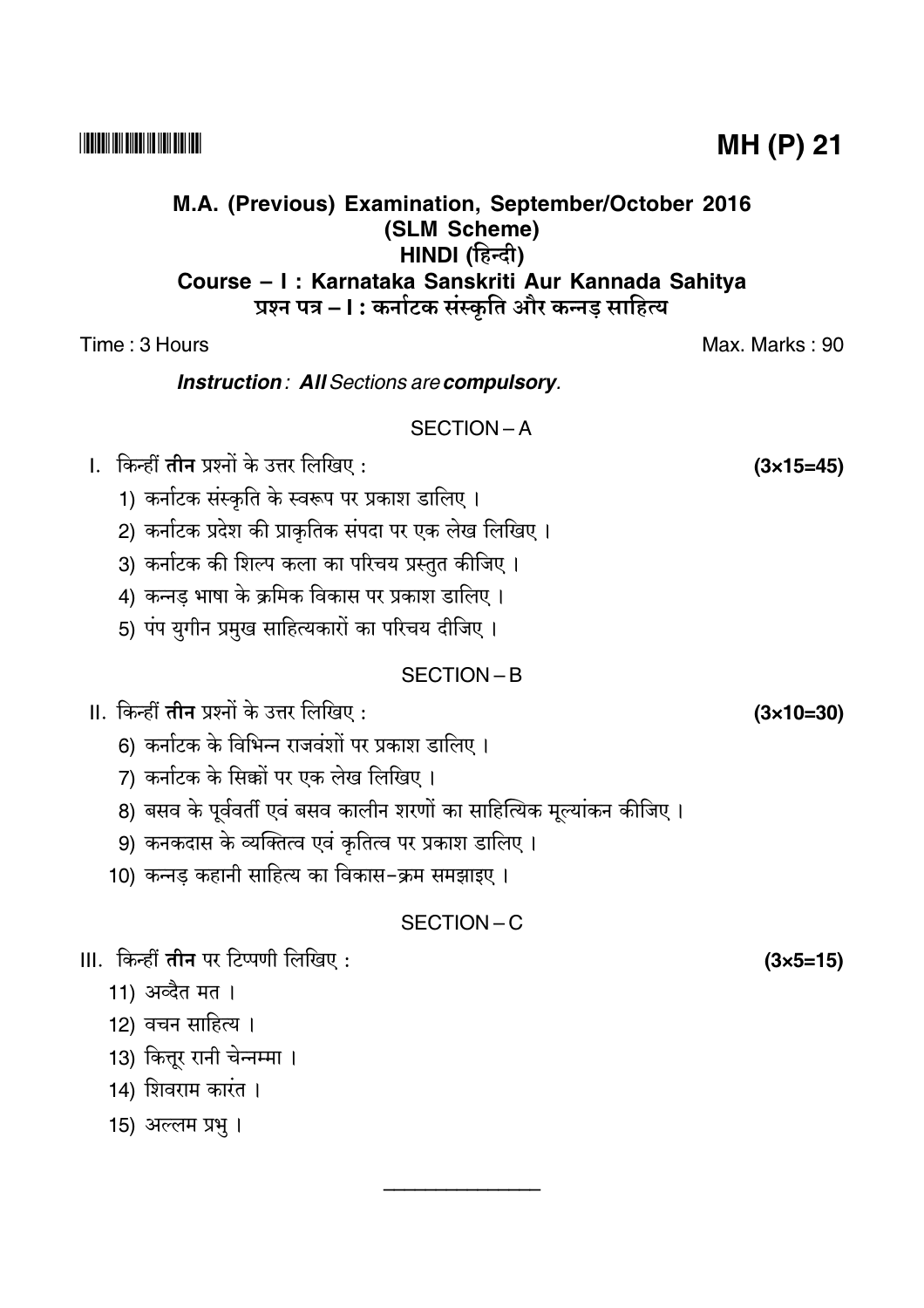**MH (P) 21**

## M.A. (Previous) Examination, September/October 2016
## (SLM Scheme)
## HINDI (हिन्दी)
## Course – I : Karnataka Sanskriti Aur Kannada Sahitya
## प्रश्न पत्र – I : कर्नाटक संस्कृति और कन्नड़ साहित्य

Time : 3 Hours Max. Marks : 90

***Instruction**: **All** Sections are **compulsory**.*

### SECTION – A

I. किन्हीं **तीन** प्रश्नों के उत्तर लिखिए : **(3×15=45)**

1) कर्नाटक संस्कृति के स्वरूप पर प्रकाश डालिए ।
2) कर्नाटक प्रदेश की प्राकृतिक संपदा पर एक लेख लिखिए ।
3) कर्नाटक की शिल्प कला का परिचय प्रस्तुत कीजिए ।
4) कन्नड़ भाषा के क्रमिक विकास पर प्रकाश डालिए ।
5) पंप युगीन प्रमुख साहित्यकारों का परिचय दीजिए ।

### SECTION – B

II. किन्हीं **तीन** प्रश्नों के उत्तर लिखिए : **(3×10=30)**

6) कर्नाटक के विभिन्न राजवंशों पर प्रकाश डालिए ।
7) कर्नाटक के सिक्कों पर एक लेख लिखिए ।
8) बसव के पूर्ववर्ती एवं बसव कालीन शरणों का साहित्यिक मूल्यांकन कीजिए ।
9) कनकदास के व्यक्तित्व एवं कृतित्व पर प्रकाश डालिए ।
10) कन्नड़ कहानी साहित्य का विकास-क्रम समझाइए ।

### SECTION – C

III. किन्हीं **तीन** पर टिप्पणी लिखिए : **(3×5=15)**

11) अव्दैत मत ।
12) वचन साहित्य ।
13) कित्तूर रानी चेन्नम्मा ।
14) शिवराम कारंत ।
15) अल्लम प्रभु ।

\_\_\_\_\_\_\_\_\_\_\_\_\_\_\_\_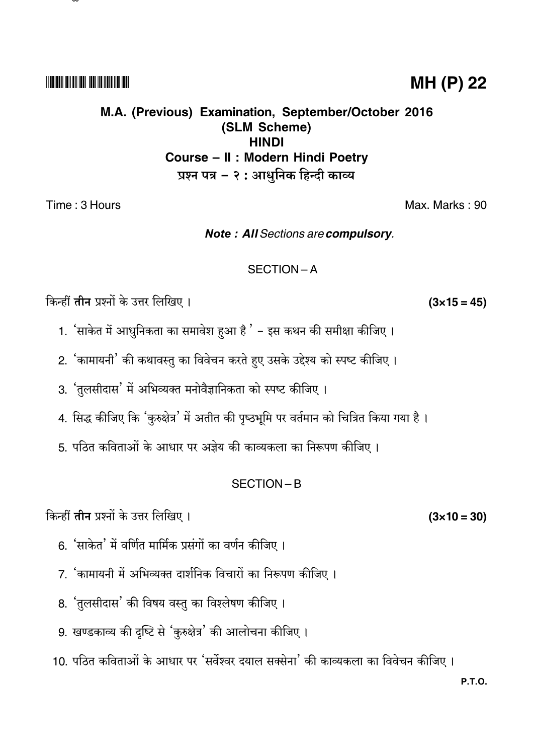**MH (P) 22**

**M.A. (Previous) Examination, September/October 2016**
**(SLM Scheme)**
**HINDI**
**Course – II : Modern Hindi Poetry**
**प्रश्न पत्र – २ : आधुनिक हिन्दी काव्य**

Time : 3 Hours — Max. Marks : 90

***Note : All** Sections are **compulsory**.*

## SECTION – A

किन्हीं **तीन** प्रश्नों के उत्तर लिखिए । **(3×15 = 45)**

1. 'साकेत में आधुनिकता का समावेश हुआ है ' – इस कथन की समीक्षा कीजिए ।
2. 'कामायनी' की कथावस्तु का विवेचन करते हुए उसके उद्देश्य को स्पष्ट कीजिए ।
3. 'तुलसीदास' में अभिव्यक्त मनोवैज्ञानिकता को स्पष्ट कीजिए ।
4. सिद्ध कीजिए कि 'कुरुक्षेत्र' में अतीत की पृष्ठभूमि पर वर्तमान को चित्रित किया गया है ।
5. पठित कविताओं के आधार पर अज्ञेय की काव्यकला का निरूपण कीजिए ।

## SECTION – B

किन्हीं **तीन** प्रश्नों के उत्तर लिखिए । **(3×10 = 30)**

6. 'साकेत' में वर्णित मार्मिक प्रसंगों का वर्णन कीजिए ।
7. 'कामायनी में अभिव्यक्त दार्शनिक विचारों का निरूपण कीजिए ।
8. 'तुलसीदास' की विषय वस्तु का विश्लेषण कीजिए ।
9. खण्डकाव्य की दृष्टि से 'कुरुक्षेत्र' की आलोचना कीजिए ।
10. पठित कविताओं के आधार पर 'सर्वेश्वर दयाल सक्सेना' की काव्यकला का विवेचन कीजिए ।

**P.T.O.**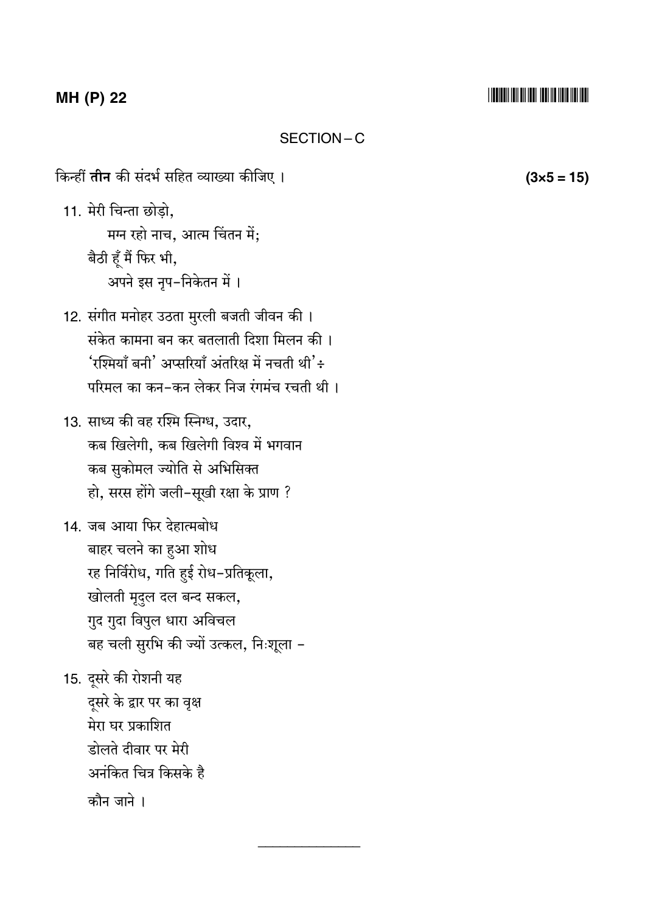MH (P) 22

## SECTION – C

किन्हीं **तीन** की संदर्भ सहित व्याख्या कीजिए । **(3×5 = 15)**

11. मेरी चिन्ता छोड़ो,
    मग्न रहो नाच, आत्म चिंतन में;
    बैठी हूँ मैं फिर भी,
    अपने इस नृप-निकेतन में ।

12. संगीत मनोहर उठता मुरली बजती जीवन की ।
    संकेत कामना बन कर बतलाती दिशा मिलन की ।
    'रश्मियाँ बनी' अप्सरियाँ अंतरिक्ष में नचती थी'÷
    परिमल का कन-कन लेकर निज रंगमंच रचती थी ।

13. साध्य की वह रश्मि स्निग्ध, उदार,
    कब खिलेगी, कब खिलेगी विश्व में भगवान
    कब सुकोमल ज्योति से अभिसिक्त
    हो, सरस होंगे जली-सूखी रक्षा के प्राण ?

14. जब आया फिर देहात्मबोध
    बाहर चलने का हुआ शोध
    रह निर्विरोध, गति हुई रोध-प्रतिकूला,
    खोलती मृदुल दल बन्द सकल,
    गुद गुदा विपुल धारा अविचल
    बह चली सुरभि की ज्यों उत्कल, निःशूला -

15. दूसरे की रोशनी यह
    दूसरे के द्वार पर का वृक्ष
    मेरा घर प्रकाशित
    डोलते दीवार पर मेरी
    अनंकित चित्र किसके है
    कौन जाने ।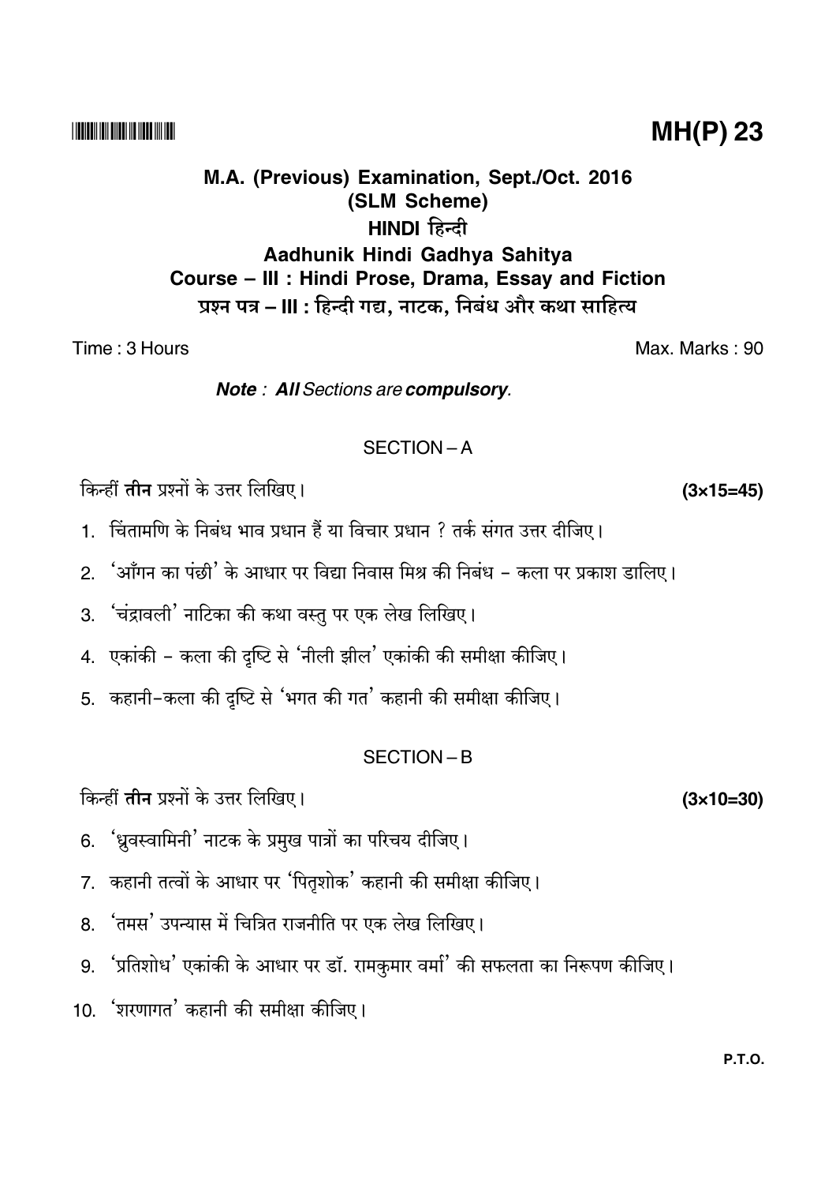**MH(P) 23**

## M.A. (Previous) Examination, Sept./Oct. 2016
## (SLM Scheme)
## HINDI हिन्दी
## Aadhunik Hindi Gadhya Sahitya
## Course – III : Hindi Prose, Drama, Essay and Fiction
## प्रश्न पत्र – III : हिन्दी गद्य, नाटक, निबंध और कथा साहित्य

Time : 3 Hours　　　　　　　　　　　　　　　　　　　　Max. Marks : 90

***Note*** *: **All** Sections are **compulsory**.*

### SECTION – A

किन्हीं **तीन** प्रश्नों के उत्तर लिखिए।　　　　　　　　　　　　**(3×15=45)**

1. चिंतामणि के निबंध भाव प्रधान हैं या विचार प्रधान ? तर्क संगत उत्तर दीजिए।
2. 'आँगन का पंछी' के आधार पर विद्या निवास मिश्र की निबंध – कला पर प्रकाश डालिए।
3. 'चंद्रावली' नाटिका की कथा वस्तु पर एक लेख लिखिए।
4. एकांकी – कला की दृष्टि से 'नीली झील' एकांकी की समीक्षा कीजिए।
5. कहानी-कला की दृष्टि से 'भगत की गत' कहानी की समीक्षा कीजिए।

### SECTION – B

किन्हीं **तीन** प्रश्नों के उत्तर लिखिए।　　　　　　　　　　　　**(3×10=30)**

6. 'ध्रुवस्वामिनी' नाटक के प्रमुख पात्रों का परिचय दीजिए।
7. कहानी तत्वों के आधार पर 'पितृशोक' कहानी की समीक्षा कीजिए।
8. 'तमस' उपन्यास में चित्रित राजनीति पर एक लेख लिखिए।
9. 'प्रतिशोध' एकांकी के आधार पर डॉ. रामकुमार वर्मा' की सफलता का निरूपण कीजिए।
10. 'शरणागत' कहानी की समीक्षा कीजिए।

**P.T.O.**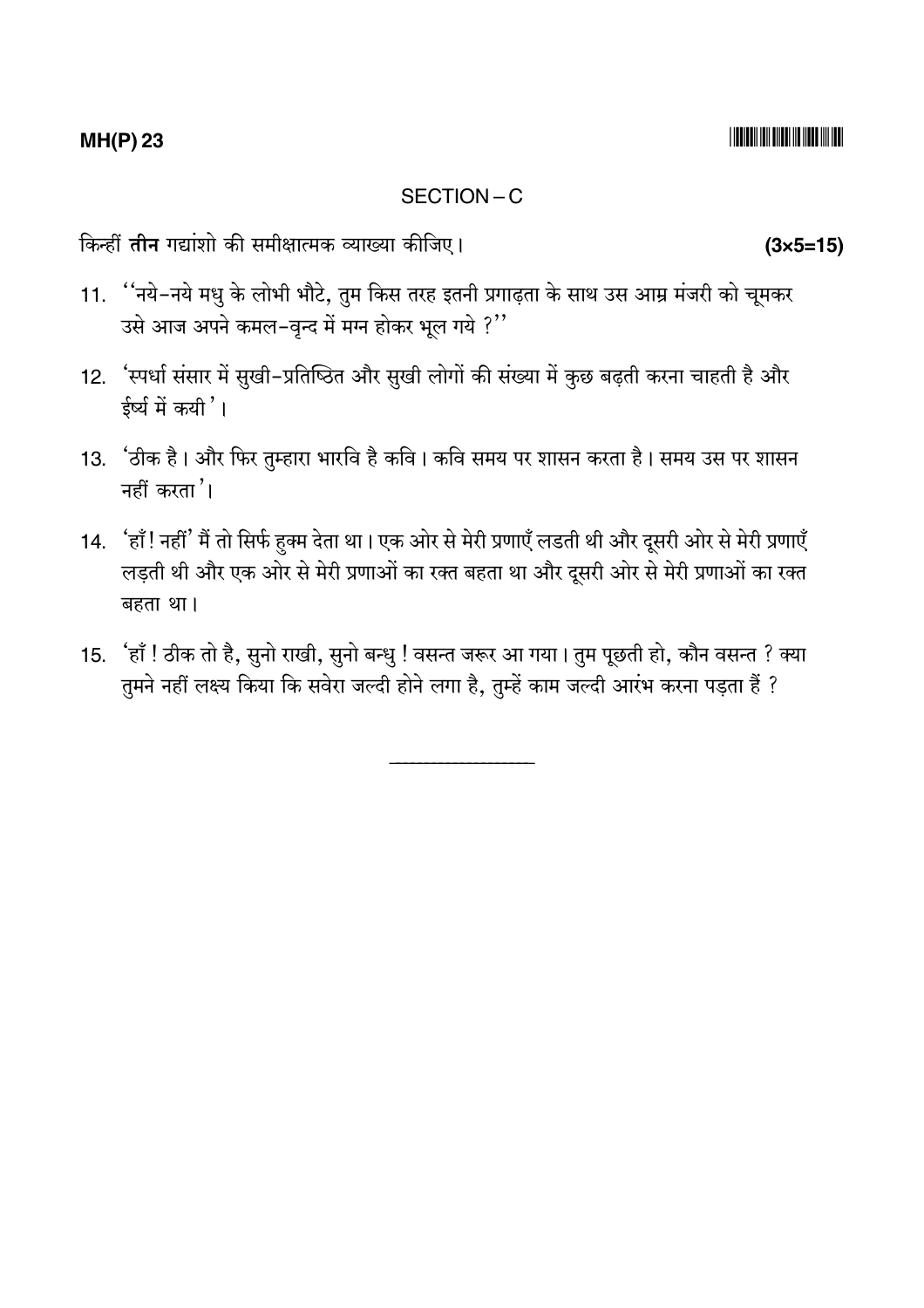## SECTION – C

किन्हीं **तीन** गद्यांशो की समीक्षात्मक व्याख्या कीजिए। **(3×5=15)**

11. ''नये-नये मधु के लोभी भौटे, तुम किस तरह इतनी प्रगाढ़ता के साथ उस आम्र मंजरी को चूमकर उसे आज अपने कमल-वृन्द में मग्न होकर भूल गये ?''

12. 'स्पर्धा संसार में सुखी-प्रतिष्ठित और सुखी लोगों की संख्या में कुछ बढ़ती करना चाहती है और ईर्ष्य में कयी'।

13. 'ठीक है। और फिर तुम्हारा भारवि है कवि। कवि समय पर शासन करता है। समय उस पर शासन नहीं करता'।

14. 'हाँ! नहीं' मैं तो सिर्फ हुक्म देता था। एक ओर से मेरी प्रणाएँ लडती थी और दूसरी ओर से मेरी प्रणाएँ लड़ती थी और एक ओर से मेरी प्रणाओं का रक्त बहता था और दूसरी ओर से मेरी प्रणाओं का रक्त बहता था।

15. 'हाँ ! ठीक तो है, सुनो राखी, सुनो बन्धु ! वसन्त जरूर आ गया। तुम पूछती हो, कौन वसन्त ? क्या तुमने नहीं लक्ष्य किया कि सवेरा जल्दी होने लगा है, तुम्हें काम जल्दी आरंभ करना पड़ता हैं ?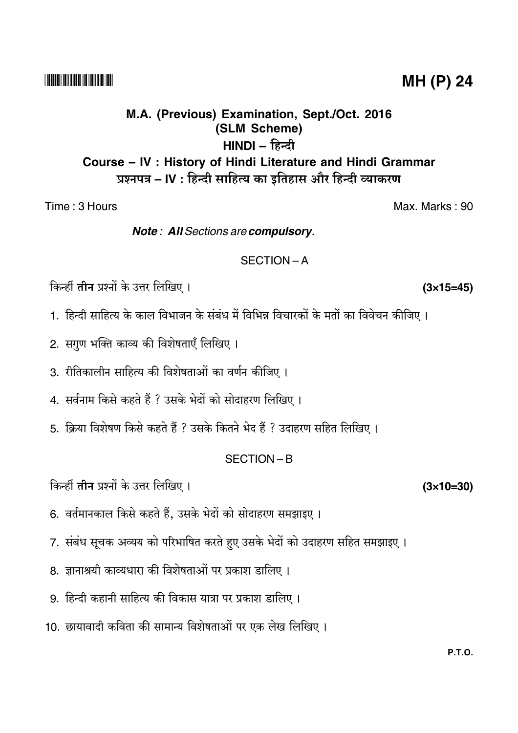**MH (P) 24**

# M.A. (Previous) Examination, Sept./Oct. 2016
## (SLM Scheme)
## HINDI – हिन्दी
## Course – IV : History of Hindi Literature and Hindi Grammar
## प्रश्नपत्र – IV : हिन्दी साहित्य का इतिहास और हिन्दी व्याकरण

Time : 3 Hours Max. Marks : 90

***Note** : **All** Sections are **compulsory**.*

### SECTION – A

किन्हीं **तीन** प्रश्नों के उत्तर लिखिए । **(3×15=45)**

1. हिन्दी साहित्य के काल विभाजन के संबंध में विभिन्न विचारकों के मतों का विवेचन कीजिए ।
2. सगुण भक्ति काव्य की विशेषताएँ लिखिए ।
3. रीतिकालीन साहित्य की विशेषताओं का वर्णन कीजिए ।
4. सर्वनाम किसे कहते हैं ? उसके भेदों को सोदाहरण लिखिए ।
5. क्रिया विशेषण किसे कहते हैं ? उसके कितने भेद हैं ? उदाहरण सहित लिखिए ।

### SECTION – B

किन्हीं **तीन** प्रश्नों के उत्तर लिखिए । **(3×10=30)**

6. वर्तमानकाल किसे कहते हैं, उसके भेदों को सोदाहरण समझाइए ।
7. संबंध सूचक अव्यय को परिभाषित करते हुए उसके भेदों को उदाहरण सहित समझाइए ।
8. ज्ञानाश्रयी काव्यधारा की विशेषताओं पर प्रकाश डालिए ।
9. हिन्दी कहानी साहित्य की विकास यात्रा पर प्रकाश डालिए ।
10. छायावादी कविता की सामान्य विशेषताओं पर एक लेख लिखिए ।

**P.T.O.**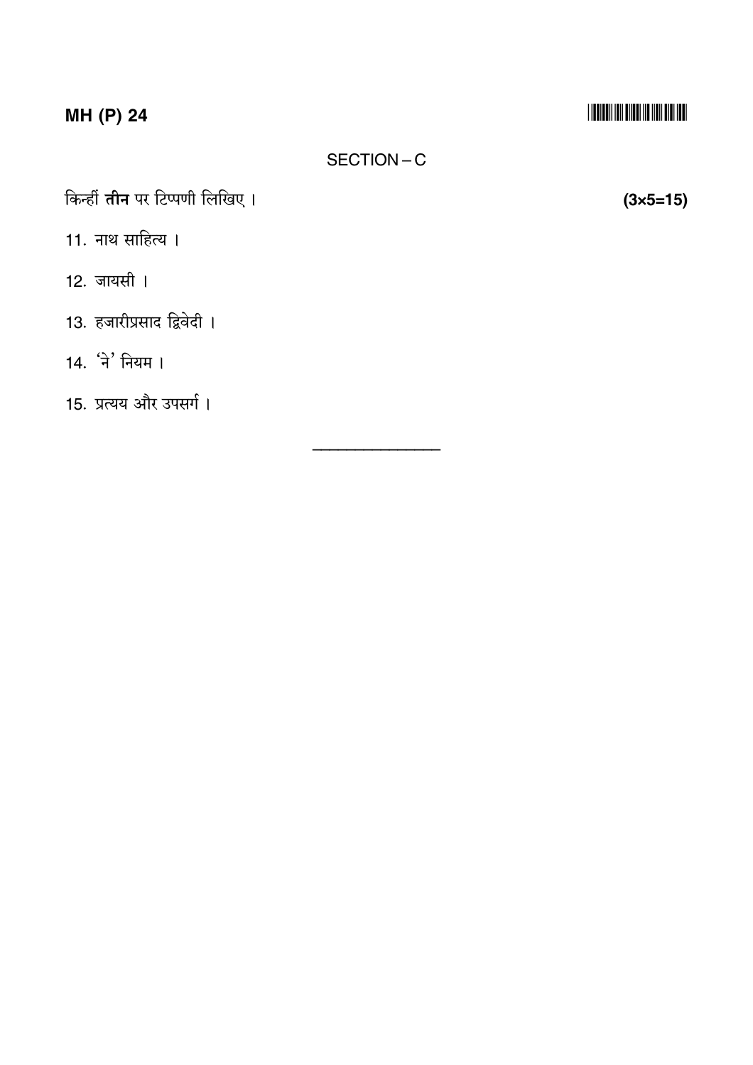## SECTION – C

किन्हीं **तीन** पर टिप्पणी लिखिए । **(3×5=15)**

11. नाथ साहित्य ।

12. जायसी ।

13. हजारीप्रसाद द्विवेदी ।

14. 'ने' नियम ।

15. प्रत्यय और उपसर्ग ।

---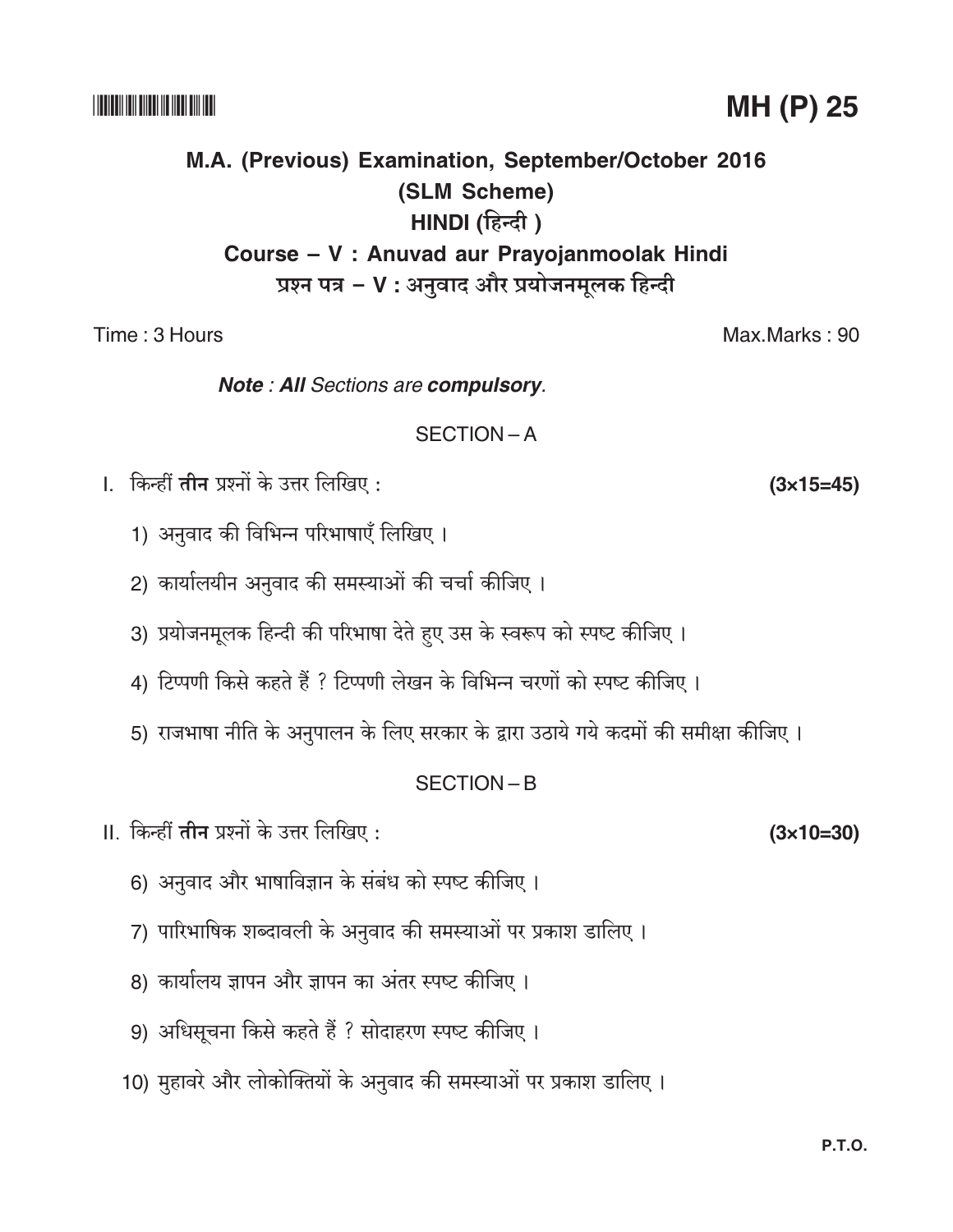**MH (P) 25**

# M.A. (Previous) Examination, September/October 2016
## (SLM Scheme)
## HINDI (हिन्दी )
## Course – V : Anuvad aur Prayojanmoolak Hindi
## प्रश्न पत्र – V : अनुवाद और प्रयोजनमूलक हिन्दी

Time : 3 Hours Max.Marks : 90

***Note** : **All** Sections are **compulsory**.*

### SECTION – A

I. किन्हीं **तीन** प्रश्नों के उत्तर लिखिए : **(3×15=45)**

1) अनुवाद की विभिन्न परिभाषाएँ लिखिए ।

2) कार्यालयीन अनुवाद की समस्याओं की चर्चा कीजिए ।

3) प्रयोजनमूलक हिन्दी की परिभाषा देते हुए उस के स्वरूप को स्पष्ट कीजिए ।

4) टिप्पणी किसे कहते हैं ? टिप्पणी लेखन के विभिन्न चरणों को स्पष्ट कीजिए ।

5) राजभाषा नीति के अनुपालन के लिए सरकार के द्वारा उठाये गये कदमों की समीक्षा कीजिए ।

### SECTION – B

II. किन्हीं **तीन** प्रश्नों के उत्तर लिखिए : **(3×10=30)**

6) अनुवाद और भाषाविज्ञान के संबंध को स्पष्ट कीजिए ।

7) पारिभाषिक शब्दावली के अनुवाद की समस्याओं पर प्रकाश डालिए ।

8) कार्यालय ज्ञापन और ज्ञापन का अंतर स्पष्ट कीजिए ।

9) अधिसूचना किसे कहते हैं ? सोदाहरण स्पष्ट कीजिए ।

10) मुहावरे और लोकोक्तियों के अनुवाद की समस्याओं पर प्रकाश डालिए ।

P.T.O.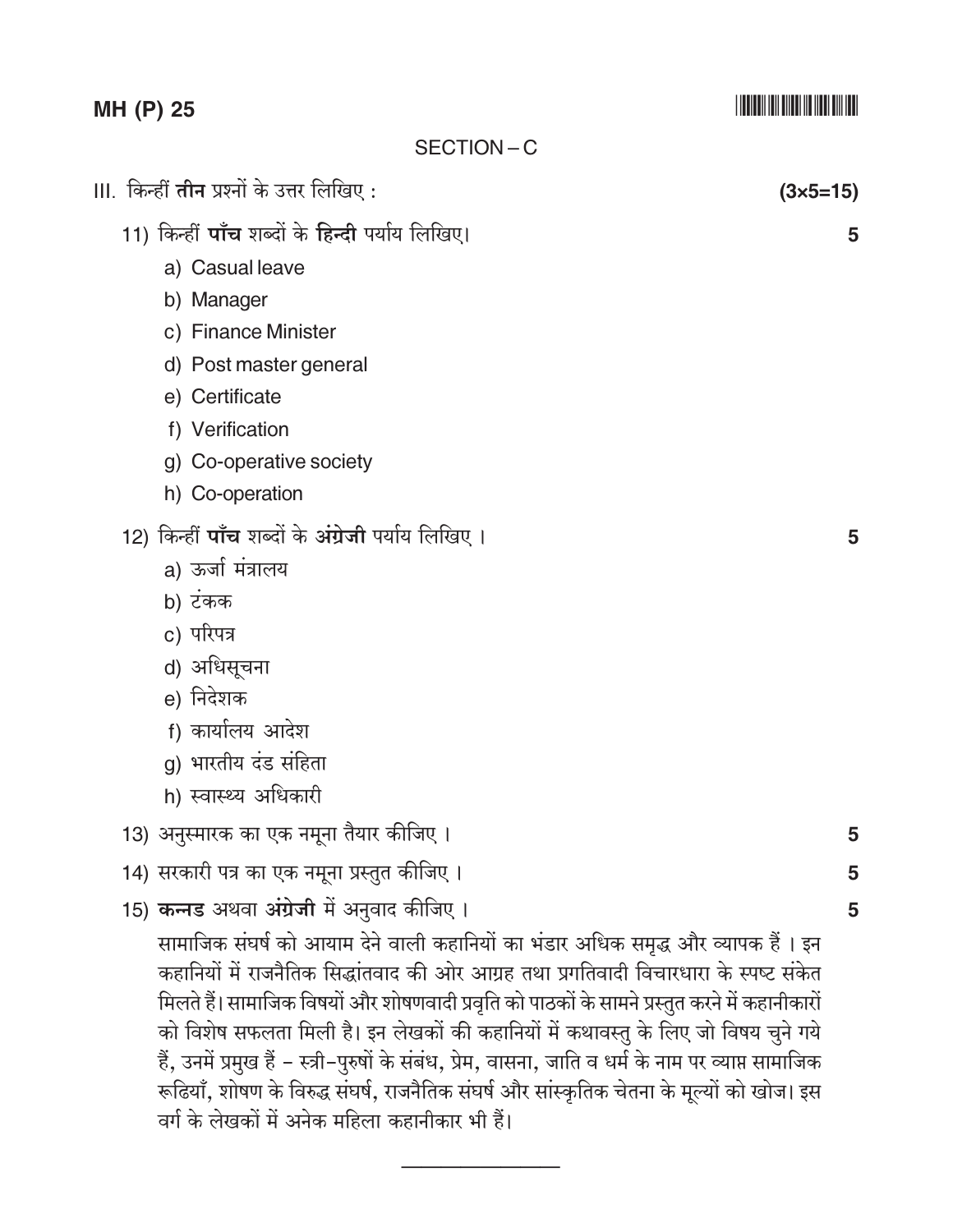## SECTION – C

III. किन्हीं **तीन** प्रश्नों के उत्तर लिखिए : **(3×5=15)**

11) किन्हीं **पाँच** शब्दों के **हिन्दी** पर्याय लिखिए। **5**

a) Casual leave

b) Manager

c) Finance Minister

d) Post master general

e) Certificate

f) Verification

g) Co-operative society

h) Co-operation

12) किन्हीं **पाँच** शब्दों के **अंग्रेजी** पर्याय लिखिए । **5**

a) ऊर्जा मंत्रालय

b) टंकक

c) परिपत्र

d) अधिसूचना

e) निदेशक

f) कार्यालय आदेश

g) भारतीय दंड संहिता

h) स्वास्थ्य अधिकारी

13) अनुस्मारक का एक नमूना तैयार कीजिए । **5**

14) सरकारी पत्र का एक नमूना प्रस्तुत कीजिए । **5**

15) **कन्नड** अथवा **अंग्रेजी** में अनुवाद कीजिए । **5**

सामाजिक संघर्ष को आयाम देने वाली कहानियों का भंडार अधिक समृद्ध और व्यापक हैं । इन कहानियों में राजनैतिक सिद्धांतवाद की ओर आग्रह तथा प्रगतिवादी विचारधारा के स्पष्ट संकेत मिलते हैं। सामाजिक विषयों और शोषणवादी प्रवृति को पाठकों के सामने प्रस्तुत करने में कहानीकारों को विशेष सफलता मिली है। इन लेखकों की कहानियों में कथावस्तु के लिए जो विषय चुने गये हैं, उनमें प्रमुख हैं – स्त्री-पुरुषों के संबंध, प्रेम, वासना, जाति व धर्म के नाम पर व्याप्त सामाजिक रूढियाँ, शोषण के विरुद्ध संघर्ष, राजनैतिक संघर्ष और सांस्कृतिक चेतना के मूल्यों को खोज। इस वर्ग के लेखकों में अनेक महिला कहानीकार भी हैं।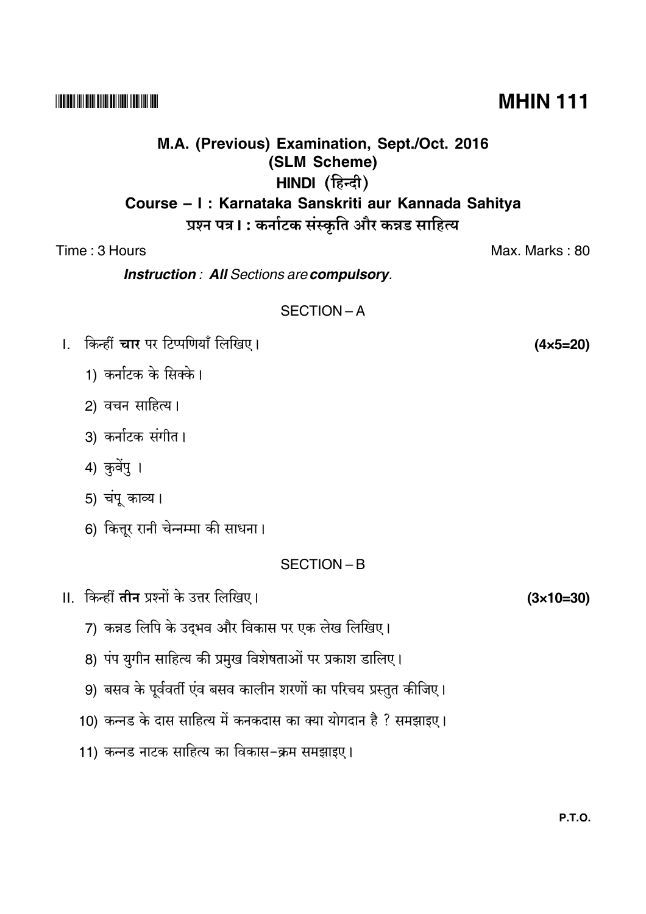# MHIN 111

**M.A. (Previous) Examination, Sept./Oct. 2016**
**(SLM Scheme)**
**HINDI (हिन्दी)**
**Course – I : Karnataka Sanskriti aur Kannada Sahitya**
**प्रश्न पत्र I : कर्नाटक संस्कृति और कन्नड साहित्य**

Time : 3 Hours Max. Marks : 80

***Instruction** : **All** Sections are **compulsory**.*

## SECTION – A

I. किन्हीं **चार** पर टिप्पणियाँ लिखिए। **(4×5=20)**

1) कर्नाटक के सिक्के।

2) वचन साहित्य।

3) कर्नाटक संगीत।

4) कुवेंपु ।

5) चंपू काव्य।

6) कित्तूर रानी चेन्नम्मा की साधना।

## SECTION – B

II. किन्हीं **तीन** प्रश्नों के उत्तर लिखिए। **(3×10=30)**

7) कन्नड लिपि के उद्भव और विकास पर एक लेख लिखिए।

8) पंप युगीन साहित्य की प्रमुख विशेषताओं पर प्रकाश डालिए।

9) बसव के पूर्ववर्ती एंव बसव कालीन शरणों का परिचय प्रस्तुत कीजिए।

10) कन्नड के दास साहित्य में कनकदास का क्या योगदान है ? समझाइए।

11) कन्नड नाटक साहित्य का विकास-क्रम समझाइए।

P.T.O.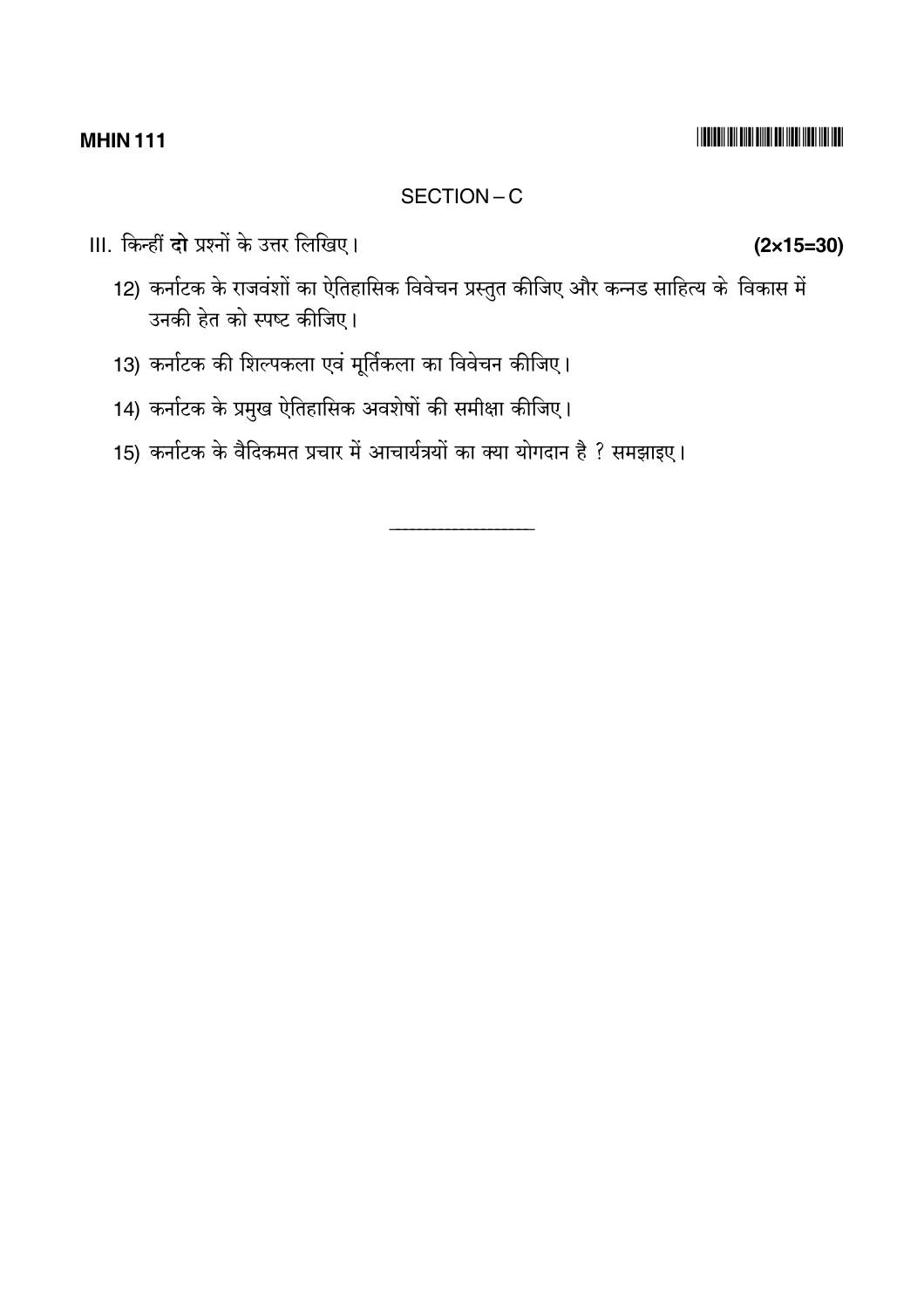MHIN 111

## SECTION – C

III. किन्हीं **दो** प्रश्नों के उत्तर लिखिए। **(2×15=30)**

12) कर्नाटक के राजवंशों का ऐतिहासिक विवेचन प्रस्तुत कीजिए और कन्नड साहित्य के विकास में उनकी हेत को स्पष्ट कीजिए।

13) कर्नाटक की शिल्पकला एवं मूर्तिकला का विवेचन कीजिए।

14) कर्नाटक के प्रमुख ऐतिहासिक अवशेषों की समीक्षा कीजिए।

15) कर्नाटक के वैदिकमत प्रचार में आचार्यत्रयों का क्या योगदान है ? समझाइए।

---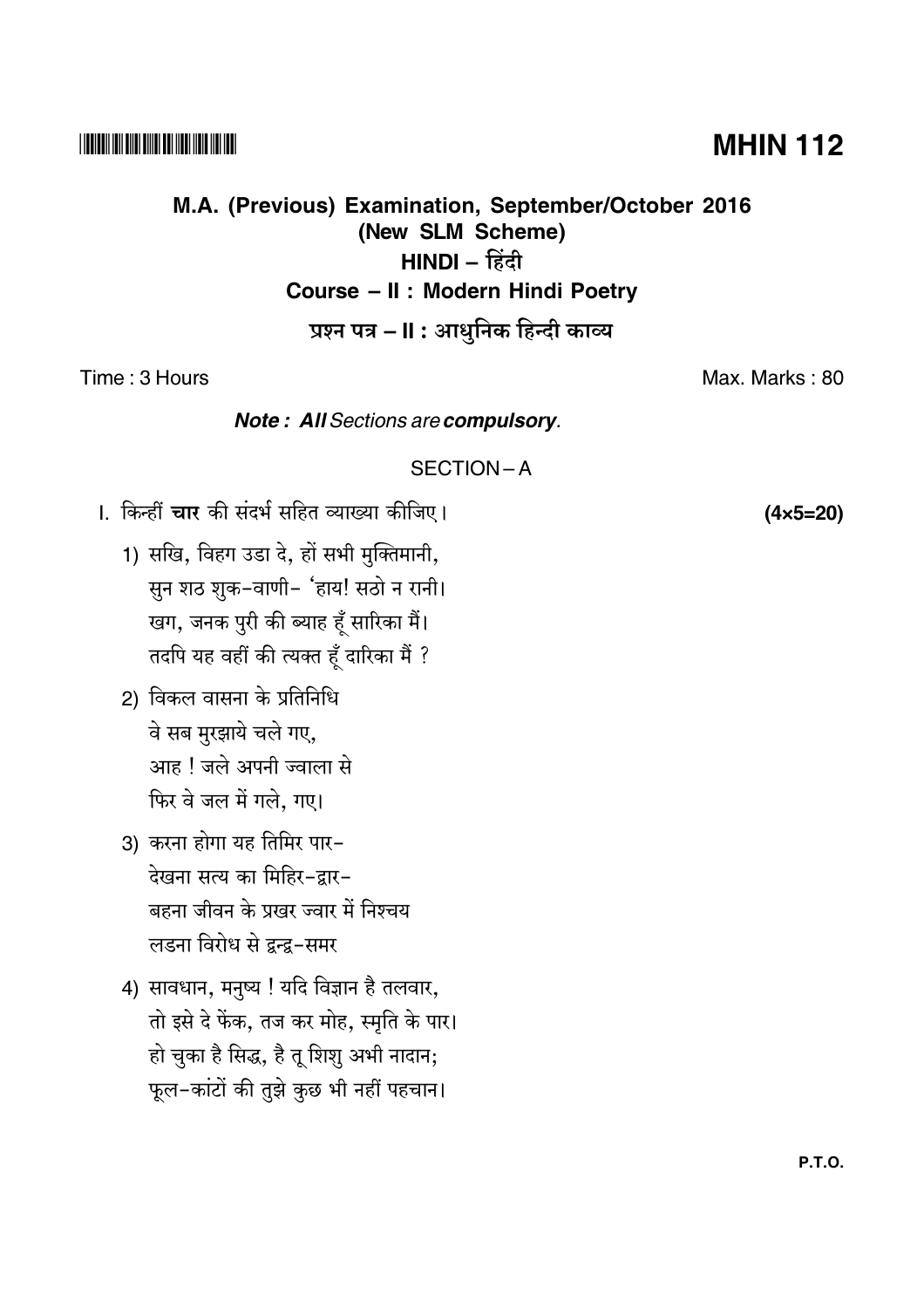# MHIN 112

**M.A. (Previous) Examination, September/October 2016**
**(New SLM Scheme)**
**HINDI – हिंदी**
**Course – II : Modern Hindi Poetry**
**प्रश्न पत्र – II : आधुनिक हिन्दी काव्य**

Time : 3 Hours | Max. Marks : 80

***Note : All** Sections are **compulsory**.*

## SECTION – A

I. किन्हीं **चार** की संदर्भ सहित व्याख्या कीजिए। **(4×5=20)**

1) सखि, विहग उडा दे, हों सभी मुक्तिमानी,
सुन शठ शुक-वाणी- 'हाय! सठो न रानी।
खग, जनक पुरी की ब्याह हूँ सारिका मैं।
तदपि यह वहीं की त्यक्त हूँ दारिका मैं ?

2) विकल वासना के प्रतिनिधि
वे सब मुरझाये चले गए,
आह ! जले अपनी ज्वाला से
फिर वे जल में गले, गए।

3) करना होगा यह तिमिर पार-
देखना सत्य का मिहिर-द्वार-
बहना जीवन के प्रखर ज्वार में निश्चय
लडना विरोध से द्वन्द्व-समर

4) सावधान, मनुष्य ! यदि विज्ञान है तलवार,
तो इसे दे फेंक, तज कर मोह, स्मृति के पार।
हो चुका है सिद्ध, है तू शिशु अभी नादान;
फूल-कांटों की तुझे कुछ भी नहीं पहचान।

**P.T.O.**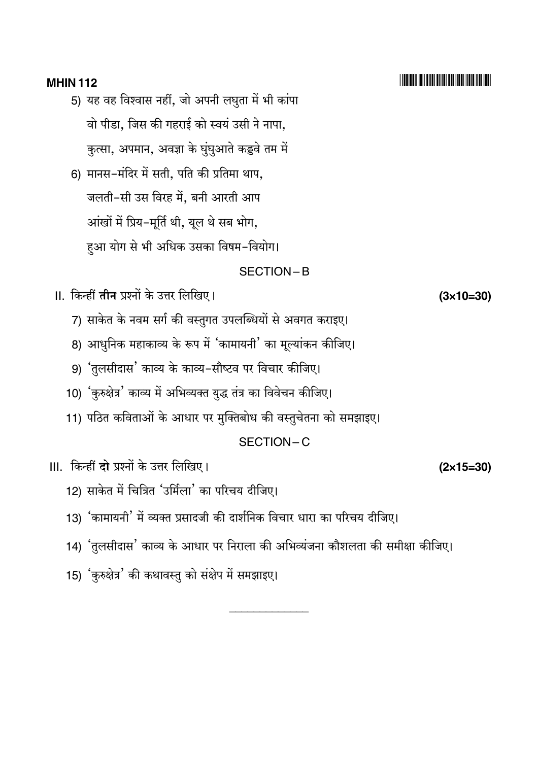5) यह वह विश्वास नहीं, जो अपनी लघुता में भी कांपा

   वो पीडा, जिस की गहराई को स्वयं उसी ने नापा,

   कुत्सा, अपमान, अवज्ञा के घुंघुआते कड्डवे तम में

6) मानस-मंदिर में सती, पति की प्रतिमा थाप,

   जलती-सी उस विरह में, बनी आरती आप

   आंखों में प्रिय-मूर्ति थी, यूल थे सब भोग,

   हुआ योग से भी अधिक उसका विषम-वियोग।

## SECTION – B

II. किन्हीं **तीन** प्रश्नों के उत्तर लिखिए। **(3×10=30)**

7) साकेत के नवम सर्ग की वस्तुगत उपलब्धियों से अवगत कराइए।

8) आधुनिक महाकाव्य के रूप में 'कामायनी' का मूल्यांकन कीजिए।

9) 'तुलसीदास' काव्य के काव्य-सौष्टव पर विचार कीजिए।

10) 'कुरुक्षेत्र' काव्य में अभिव्यक्त युद्ध तंत्र का विवेचन कीजिए।

11) पठित कविताओं के आधार पर मुक्तिबोध की वस्तुचेतना को समझाइए।

## SECTION – C

III. किन्हीं **दो** प्रश्नों के उत्तर लिखिए। **(2×15=30)**

12) साकेत में चित्रित 'उर्मिला' का परिचय दीजिए।

13) 'कामायनी' में व्यक्त प्रसादजी की दार्शनिक विचार धारा का परिचय दीजिए।

14) 'तुलसीदास' काव्य के आधार पर निराला की अभिव्यंजना कौशलता की समीक्षा कीजिए।

15) 'कुरुक्षेत्र' की कथावस्तु को संक्षेप में समझाइए।

---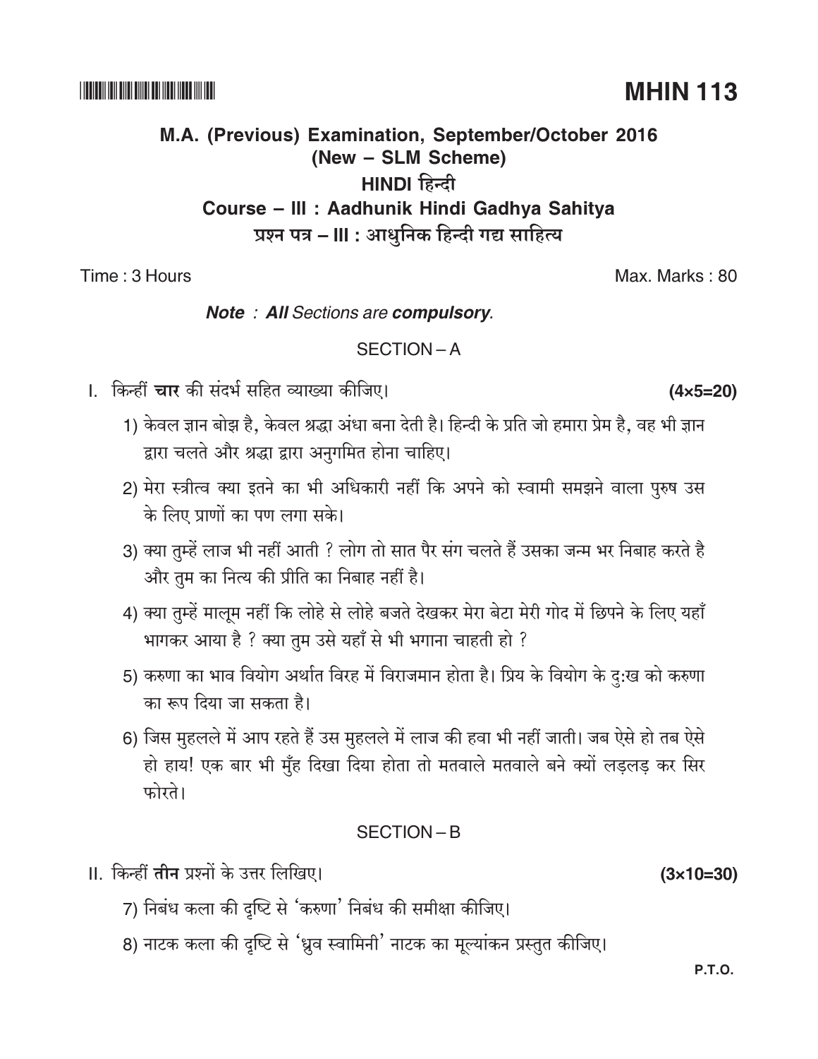**MHIN 113**

**M.A. (Previous) Examination, September/October 2016**
**(New – SLM Scheme)**
**HINDI हिन्दी**
**Course – III : Aadhunik Hindi Gadhya Sahitya**
**प्रश्न पत्र – III : आधुनिक हिन्दी गद्य साहित्य**

Time : 3 Hours Max. Marks : 80

***Note** : **All** Sections are **compulsory**.*

SECTION – A

I. किन्हीं **चार** की संदर्भ सहित व्याख्या कीजिए। **(4×5=20)**

1) केवल ज्ञान बोझ है, केवल श्रद्धा अंधा बना देती है। हिन्दी के प्रति जो हमारा प्रेम है, वह भी ज्ञान द्वारा चलते और श्रद्धा द्वारा अनुगमित होना चाहिए।

2) मेरा स्त्रीत्व क्या इतने का भी अधिकारी नहीं कि अपने को स्वामी समझने वाला पुरुष उस के लिए प्राणों का पण लगा सके।

3) क्या तुम्हें लाज भी नहीं आती ? लोग तो सात पैर संग चलते हैं उसका जन्म भर निबाह करते है और तुम का नित्य की प्रीति का निबाह नहीं है।

4) क्या तुम्हें मालूम नहीं कि लोहे से लोहे बजते देखकर मेरा बेटा मेरी गोद में छिपने के लिए यहाँ भागकर आया है ? क्या तुम उसे यहाँ से भी भगाना चाहती हो ?

5) करुणा का भाव वियोग अर्थात विरह में विराजमान होता है। प्रिय के वियोग के दु:ख को करुणा का रूप दिया जा सकता है।

6) जिस मुहलले में आप रहते हैं उस मुहलले में लाज की हवा भी नहीं जाती। जब ऐसे हो तब ऐसे हो हाय! एक बार भी मुँह दिखा दिया होता तो मतवाले मतवाले बने क्यों लड़लड़ कर सिर फोरते।

SECTION – B

II. किन्हीं **तीन** प्रश्नों के उत्तर लिखिए। **(3×10=30)**

7) निबंध कला की दृष्टि से 'करुणा' निबंध की समीक्षा कीजिए।

8) नाटक कला की दृष्टि से 'ध्रुव स्वामिनी' नाटक का मूल्यांकन प्रस्तुत कीजिए।

P.T.O.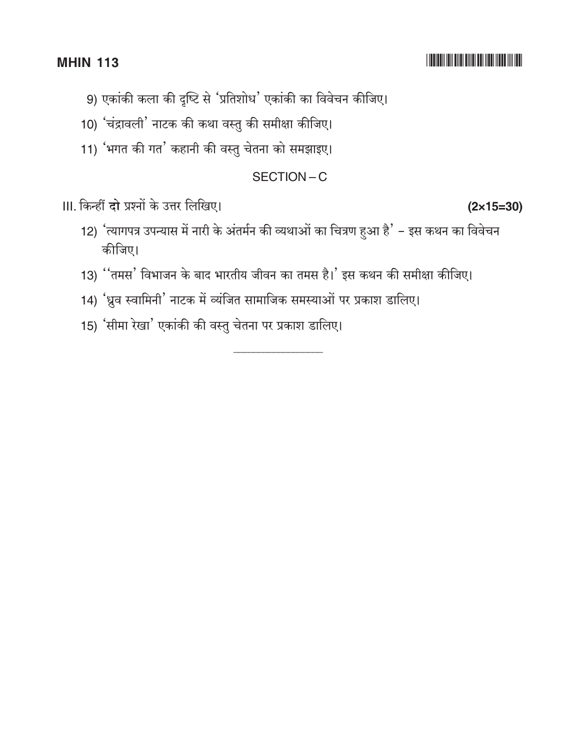9) एकांकी कला की दृष्टि से 'प्रतिशोध' एकांकी का विवेचन कीजिए।

10) 'चंद्रावली' नाटक की कथा वस्तु की समीक्षा कीजिए।

11) 'भगत की गत' कहानी की वस्तु चेतना को समझाइए।

## SECTION – C

III. किन्हीं **दो** प्रश्नों के उत्तर लिखिए। **(2×15=30)**

12) 'त्यागपत्र उपन्यास में नारी के अंतर्मन की व्यथाओं का चित्रण हुआ है' – इस कथन का विवेचन कीजिए।

13) ''तमस' विभाजन के बाद भारतीय जीवन का तमस है।' इस कथन की समीक्षा कीजिए।

14) 'ध्रुव स्वामिनी' नाटक में व्यंजित सामाजिक समस्याओं पर प्रकाश डालिए।

15) 'सीमा रेखा' एकांकी की वस्तु चेतना पर प्रकाश डालिए।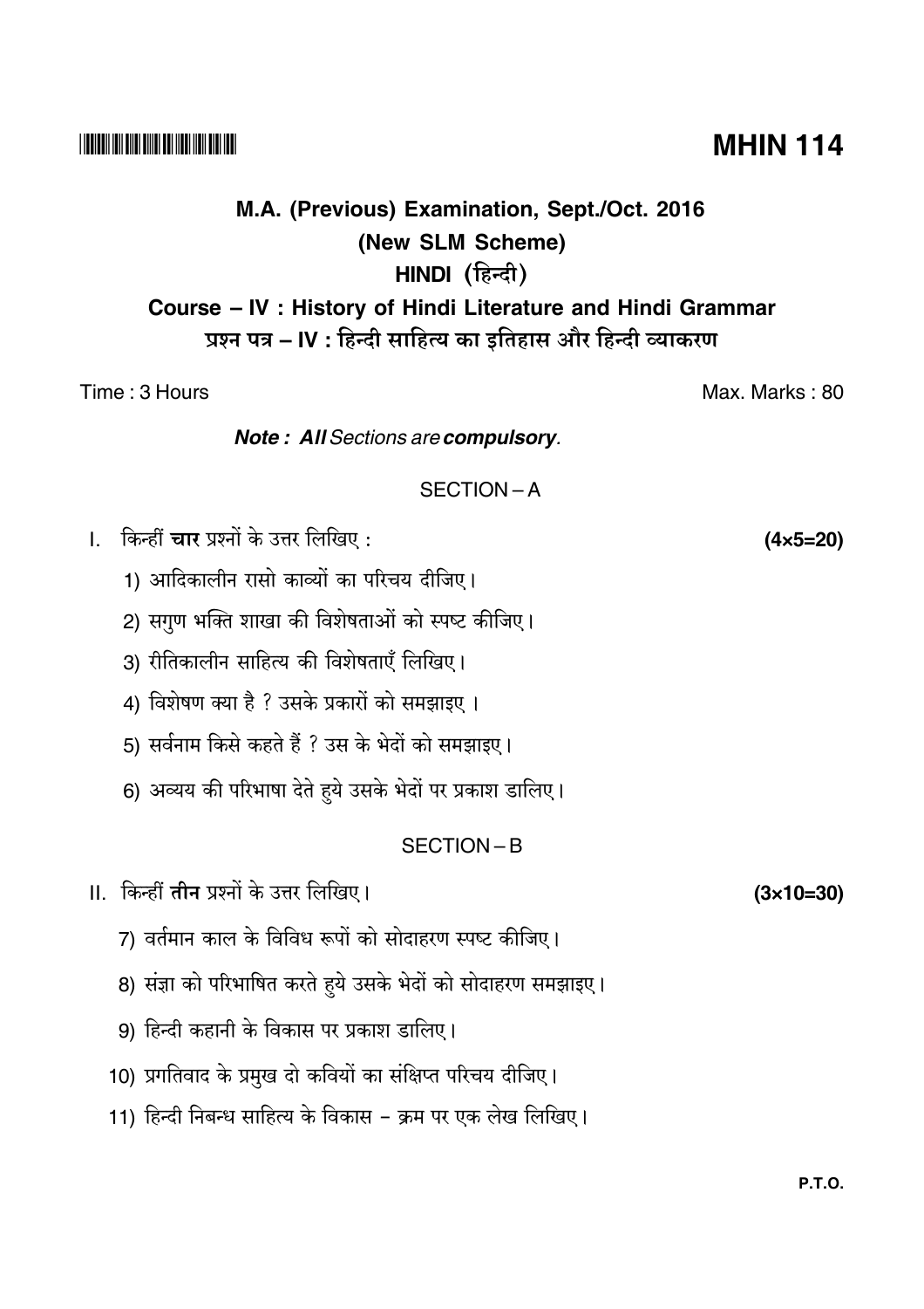# MHIN 114

## M.A. (Previous) Examination, Sept./Oct. 2016
## (New SLM Scheme)
## HINDI (हिन्दी)
## Course – IV : History of Hindi Literature and Hindi Grammar
## प्रश्न पत्र – IV : हिन्दी साहित्य का इतिहास और हिन्दी व्याकरण

Time : 3 Hours　　　　　　　　　　　　　　　　　　　　　　　　Max. Marks : 80

***Note : All** Sections are **compulsory**.*

### SECTION – A

I. किन्हीं **चार** प्रश्नों के उत्तर लिखिए :　　　　　　　　　　　　　　　　**(4×5=20)**

1) आदिकालीन रासो काव्यों का परिचय दीजिए।
2) सगुण भक्ति शाखा की विशेषताओं को स्पष्ट कीजिए।
3) रीतिकालीन साहित्य की विशेषताएँ लिखिए।
4) विशेषण क्या है ? उसके प्रकारों को समझाइए ।
5) सर्वनाम किसे कहते हैं ? उस के भेदों को समझाइए।
6) अव्यय की परिभाषा देते हुये उसके भेदों पर प्रकाश डालिए।

### SECTION – B

II. किन्हीं **तीन** प्रश्नों के उत्तर लिखिए।　　　　　　　　　　　　　　　　**(3×10=30)**

7) वर्तमान काल के विविध रूपों को सोदाहरण स्पष्ट कीजिए।
8) संज्ञा को परिभाषित करते हुये उसके भेदों को सोदाहरण समझाइए।
9) हिन्दी कहानी के विकास पर प्रकाश डालिए।
10) प्रगतिवाद के प्रमुख दो कवियों का संक्षिप्त परिचय दीजिए।
11) हिन्दी निबन्ध साहित्य के विकास – क्रम पर एक लेख लिखिए।

P.T.O.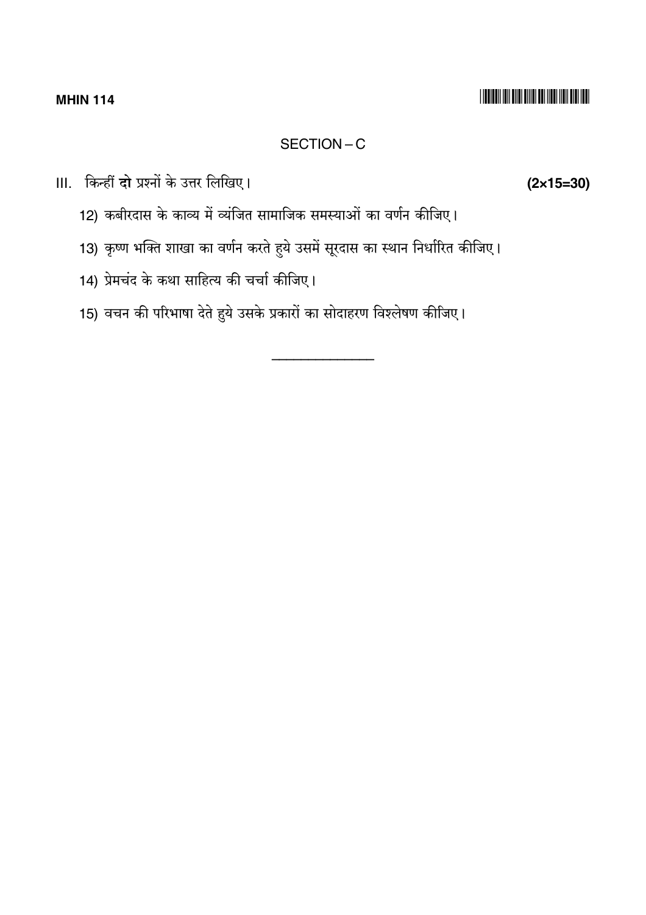MHIN 114

## SECTION – C

III. किन्हीं **दो** प्रश्नों के उत्तर लिखिए। **(2×15=30)**

12) कबीरदास के काव्य में व्यंजित सामाजिक समस्याओं का वर्णन कीजिए।

13) कृष्ण भक्ति शाखा का वर्णन करते हुये उसमें सूरदास का स्थान निर्धारित कीजिए।

14) प्रेमचंद के कथा साहित्य की चर्चा कीजिए।

15) वचन की परिभाषा देते हुये उसके प्रकारों का सोदाहरण विश्लेषण कीजिए।

---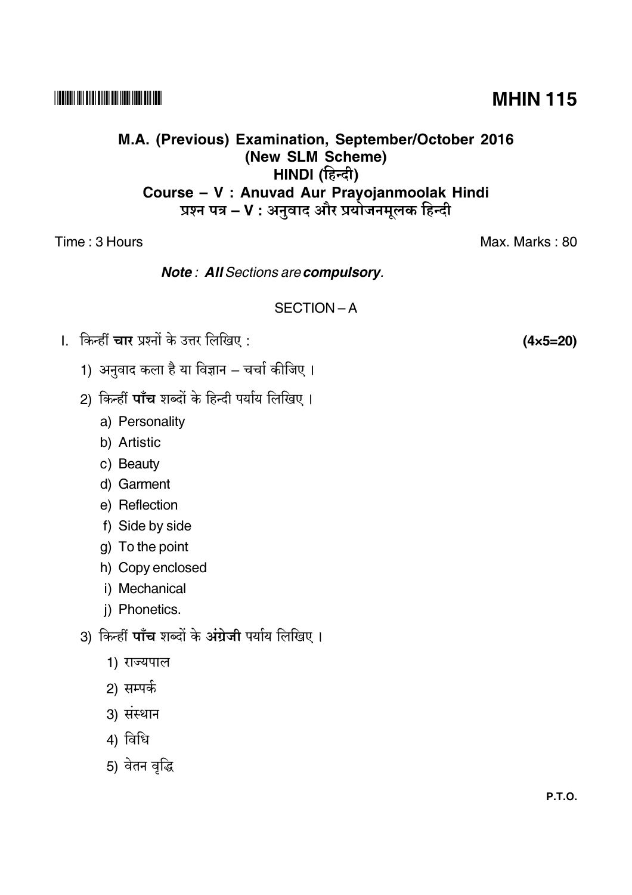# MHIN 115

## M.A. (Previous) Examination, September/October 2016
## (New SLM Scheme)
## HINDI (हिन्दी)
## Course – V : Anuvad Aur Prayojanmoolak Hindi
## प्रश्न पत्र – V : अनुवाद और प्रयोजनमूलक हिन्दी

Time : 3 Hours Max. Marks : 80

***Note** : **All** Sections are **compulsory**.*

SECTION – A

I. किन्हीं **चार** प्रश्नों के उत्तर लिखिए : **(4×5=20)**

1) अनुवाद कला है या विज्ञान – चर्चा कीजिए ।

2) किन्हीं **पाँच** शब्दों के हिन्दी पर्याय लिखिए ।
   a) Personality
   b) Artistic
   c) Beauty
   d) Garment
   e) Reflection
   f) Side by side
   g) To the point
   h) Copy enclosed
   i) Mechanical
   j) Phonetics.

3) किन्हीं **पाँच** शब्दों के **अंग्रेजी** पर्याय लिखिए ।
   1) राज्यपाल
   2) सम्पर्क
   3) संस्थान
   4) विधि
   5) वेतन वृद्धि

P.T.O.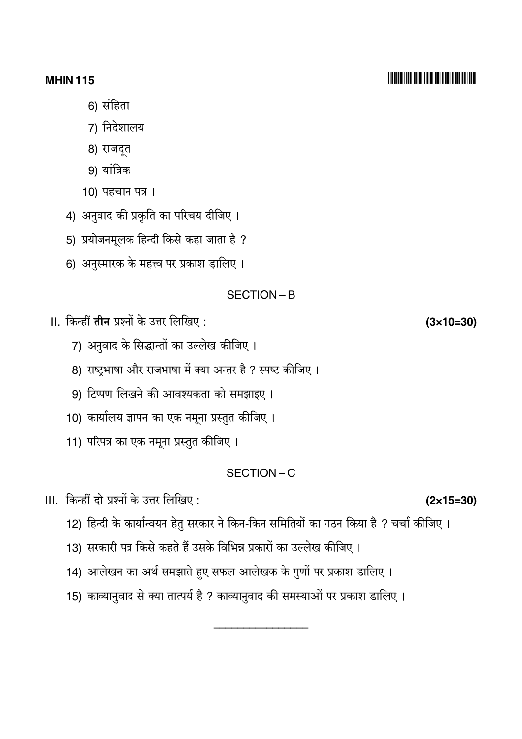6) संहिता

7) निदेशालय

8) राजदूत

9) यांत्रिक

10) पहचान पत्र ।

4) अनुवाद की प्रकृति का परिचय दीजिए ।

5) प्रयोजनमूलक हिन्दी किसे कहा जाता है ?

6) अनुस्मारक के महत्त्व पर प्रकाश ड़ालिए ।

## SECTION – B

II. किन्हीं **तीन** प्रश्नों के उत्तर लिखिए : **(3×10=30)**

7) अनुवाद के सिद्धान्तों का उल्लेख कीजिए ।

8) राष्ट्रभाषा और राजभाषा में क्या अन्तर है ? स्पष्ट कीजिए ।

9) टिप्पण लिखने की आवश्यकता को समझाइए ।

10) कार्यालय ज्ञापन का एक नमूना प्रस्तुत कीजिए ।

11) परिपत्र का एक नमूना प्रस्तुत कीजिए ।

## SECTION – C

III. किन्हीं **दो** प्रश्नों के उत्तर लिखिए : **(2×15=30)**

12) हिन्दी के कार्यान्वयन हेतु सरकार ने किन-किन समितियों का गठन किया है ? चर्चा कीजिए ।

13) सरकारी पत्र किसे कहते हैं उसके विभिन्न प्रकारों का उल्लेख कीजिए ।

14) आलेखन का अर्थ समझाते हुए सफल आलेखक के गुणों पर प्रकाश डालिए ।

15) काव्यानुवाद से क्या तात्पर्य है ? काव्यानुवाद की समस्याओं पर प्रकाश डालिए ।

---